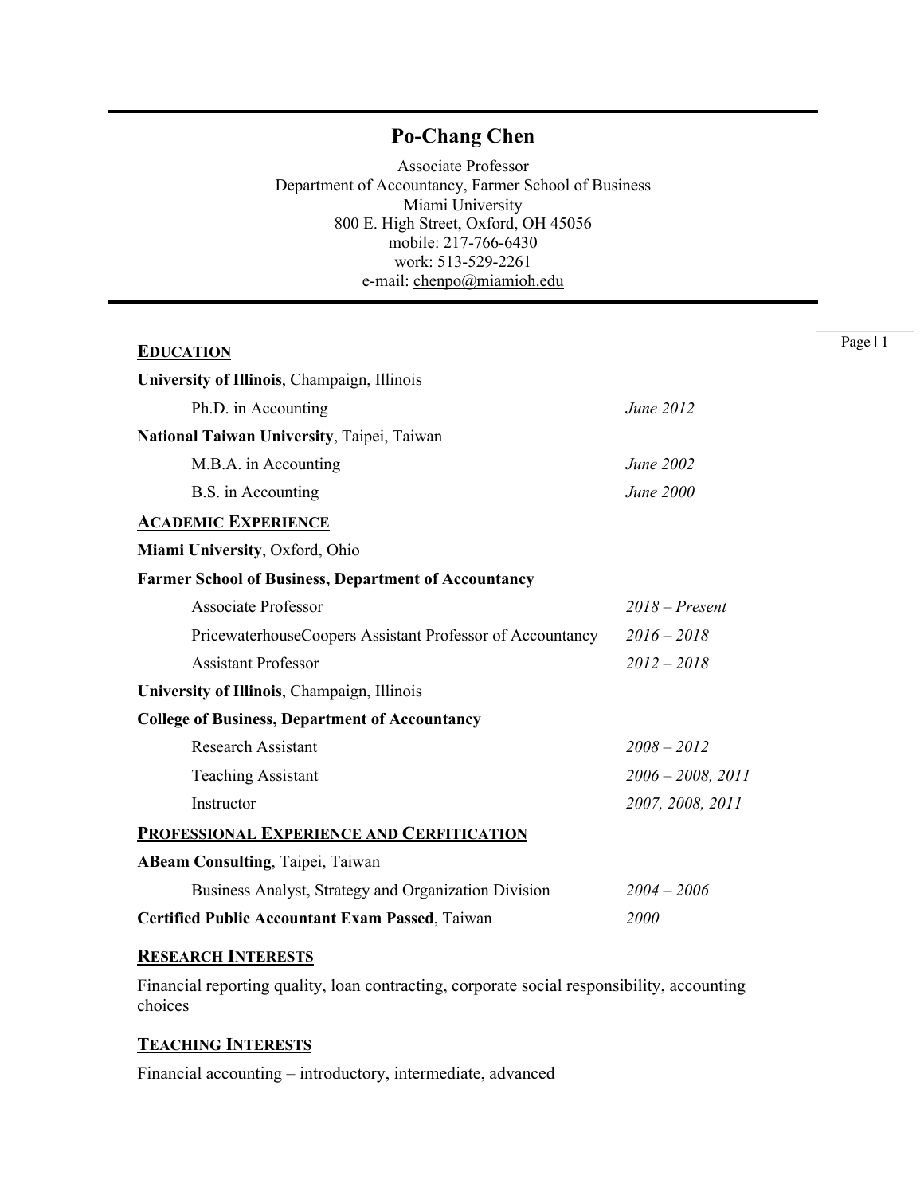# Po-Chang Chen

Associate Professor
Department of Accountancy, Farmer School of Business
Miami University
800 E. High Street, Oxford, OH 45056
mobile: 217-766-6430
work: 513-529-2261
e-mail: chenpo@miamioh.edu

## EDUCATION

**University of Illinois**, Champaign, Illinois

| | |
|---|---|
| Ph.D. in Accounting | *June 2012* |

**National Taiwan University**, Taipei, Taiwan

| | |
|---|---|
| M.B.A. in Accounting | *June 2002* |
| B.S. in Accounting | *June 2000* |

## ACADEMIC EXPERIENCE

**Miami University**, Oxford, Ohio

**Farmer School of Business, Department of Accountancy**

| | |
|---|---|
| Associate Professor | *2018 – Present* |
| PricewaterhouseCoopers Assistant Professor of Accountancy | *2016 – 2018* |
| Assistant Professor | *2012 – 2018* |

**University of Illinois**, Champaign, Illinois

**College of Business, Department of Accountancy**

| | |
|---|---|
| Research Assistant | *2008 – 2012* |
| Teaching Assistant | *2006 – 2008, 2011* |
| Instructor | *2007, 2008, 2011* |

## PROFESSIONAL EXPERIENCE AND CERFITICATION

**ABeam Consulting**, Taipei, Taiwan

| | |
|---|---|
| Business Analyst, Strategy and Organization Division | *2004 – 2006* |

**Certified Public Accountant Exam Passed**, Taiwan — *2000*

## RESEARCH INTERESTS

Financial reporting quality, loan contracting, corporate social responsibility, accounting choices

## TEACHING INTERESTS

Financial accounting – introductory, intermediate, advanced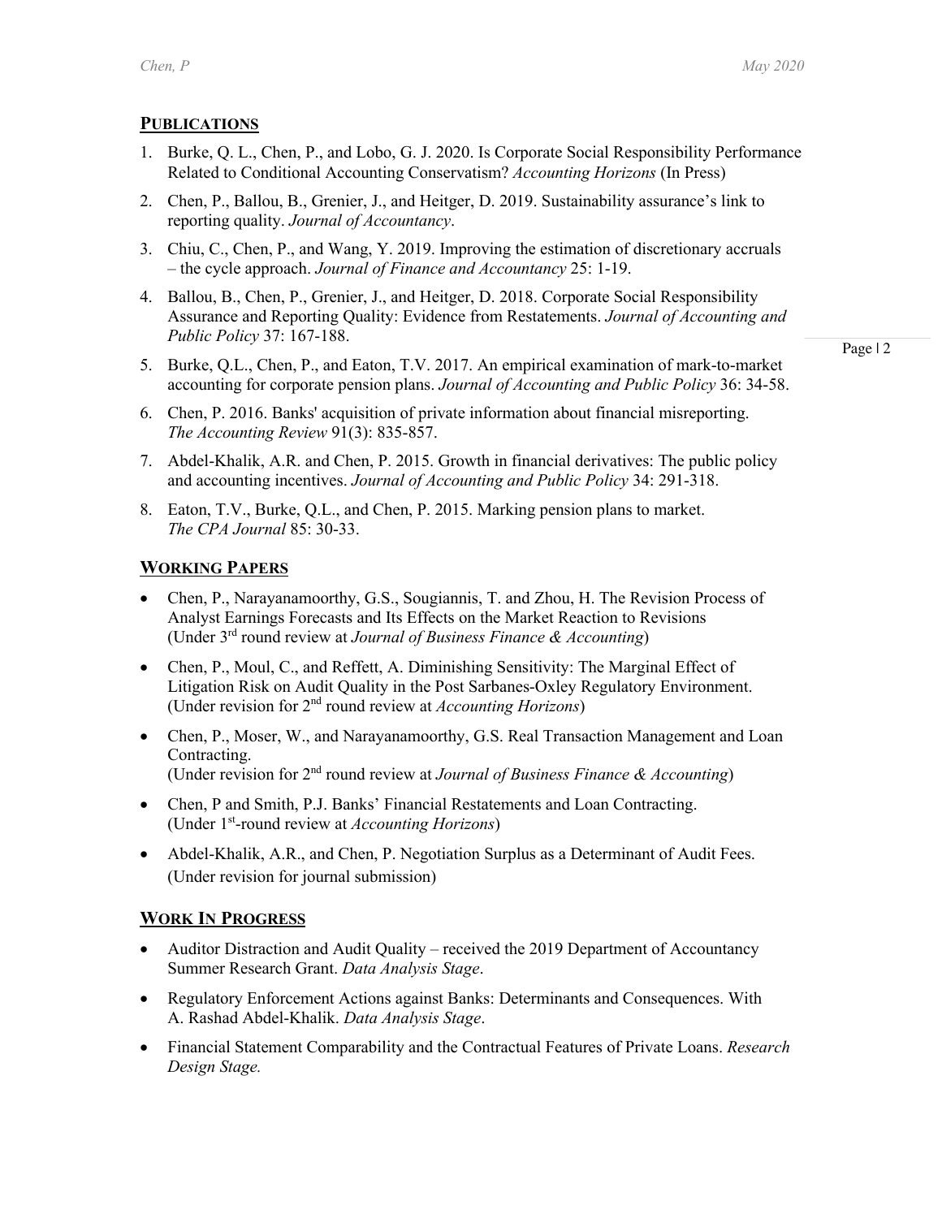## PUBLICATIONS

1. Burke, Q. L., Chen, P., and Lobo, G. J. 2020. Is Corporate Social Responsibility Performance Related to Conditional Accounting Conservatism? *Accounting Horizons* (In Press)
2. Chen, P., Ballou, B., Grenier, J., and Heitger, D. 2019. Sustainability assurance's link to reporting quality. *Journal of Accountancy*.
3. Chiu, C., Chen, P., and Wang, Y. 2019. Improving the estimation of discretionary accruals – the cycle approach. *Journal of Finance and Accountancy* 25: 1-19.
4. Ballou, B., Chen, P., Grenier, J., and Heitger, D. 2018. Corporate Social Responsibility Assurance and Reporting Quality: Evidence from Restatements. *Journal of Accounting and Public Policy* 37: 167-188.
5. Burke, Q.L., Chen, P., and Eaton, T.V. 2017. An empirical examination of mark-to-market accounting for corporate pension plans. *Journal of Accounting and Public Policy* 36: 34-58.
6. Chen, P. 2016. Banks' acquisition of private information about financial misreporting. *The Accounting Review* 91(3): 835-857.
7. Abdel-Khalik, A.R. and Chen, P. 2015. Growth in financial derivatives: The public policy and accounting incentives. *Journal of Accounting and Public Policy* 34: 291-318.
8. Eaton, T.V., Burke, Q.L., and Chen, P. 2015. Marking pension plans to market. *The CPA Journal* 85: 30-33.

## WORKING PAPERS

- Chen, P., Narayanamoorthy, G.S., Sougiannis, T. and Zhou, H. The Revision Process of Analyst Earnings Forecasts and Its Effects on the Market Reaction to Revisions (Under 3rd round review at *Journal of Business Finance & Accounting*)
- Chen, P., Moul, C., and Reffett, A. Diminishing Sensitivity: The Marginal Effect of Litigation Risk on Audit Quality in the Post Sarbanes-Oxley Regulatory Environment. (Under revision for 2nd round review at *Accounting Horizons*)
- Chen, P., Moser, W., and Narayanamoorthy, G.S. Real Transaction Management and Loan Contracting. (Under revision for 2nd round review at *Journal of Business Finance & Accounting*)
- Chen, P and Smith, P.J. Banks' Financial Restatements and Loan Contracting. (Under 1st-round review at *Accounting Horizons*)
- Abdel-Khalik, A.R., and Chen, P. Negotiation Surplus as a Determinant of Audit Fees. (Under revision for journal submission)

## WORK IN PROGRESS

- Auditor Distraction and Audit Quality – received the 2019 Department of Accountancy Summer Research Grant. *Data Analysis Stage*.
- Regulatory Enforcement Actions against Banks: Determinants and Consequences. With A. Rashad Abdel-Khalik. *Data Analysis Stage*.
- Financial Statement Comparability and the Contractual Features of Private Loans. *Research Design Stage.*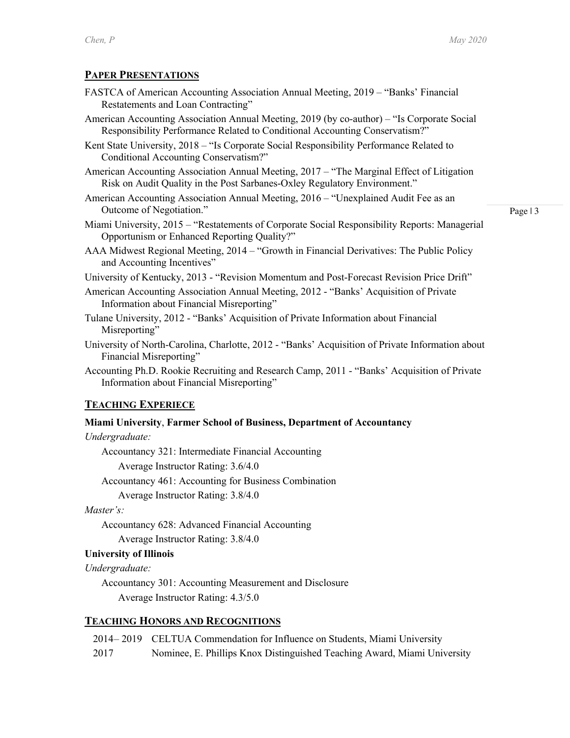## PAPER PRESENTATIONS

FASTCA of American Accounting Association Annual Meeting, 2019 – "Banks' Financial Restatements and Loan Contracting"

American Accounting Association Annual Meeting, 2019 (by co-author) – "Is Corporate Social Responsibility Performance Related to Conditional Accounting Conservatism?"

Kent State University, 2018 – "Is Corporate Social Responsibility Performance Related to Conditional Accounting Conservatism?"

American Accounting Association Annual Meeting, 2017 – "The Marginal Effect of Litigation Risk on Audit Quality in the Post Sarbanes-Oxley Regulatory Environment."

American Accounting Association Annual Meeting, 2016 – "Unexplained Audit Fee as an Outcome of Negotiation."

Miami University, 2015 – "Restatements of Corporate Social Responsibility Reports: Managerial Opportunism or Enhanced Reporting Quality?"

AAA Midwest Regional Meeting, 2014 – "Growth in Financial Derivatives: The Public Policy and Accounting Incentives"

University of Kentucky, 2013 - "Revision Momentum and Post-Forecast Revision Price Drift"

American Accounting Association Annual Meeting, 2012 - "Banks' Acquisition of Private Information about Financial Misreporting"

Tulane University, 2012 - "Banks' Acquisition of Private Information about Financial Misreporting"

University of North-Carolina, Charlotte, 2012 - "Banks' Acquisition of Private Information about Financial Misreporting"

Accounting Ph.D. Rookie Recruiting and Research Camp, 2011 - "Banks' Acquisition of Private Information about Financial Misreporting"

## TEACHING EXPERIECE

**Miami University**, **Farmer School of Business, Department of Accountancy**

*Undergraduate:*

- Accountancy 321: Intermediate Financial Accounting
  - Average Instructor Rating: 3.6/4.0
- Accountancy 461: Accounting for Business Combination
  - Average Instructor Rating: 3.8/4.0

*Master's:*

- Accountancy 628: Advanced Financial Accounting
  - Average Instructor Rating: 3.8/4.0

**University of Illinois**

*Undergraduate:*

- Accountancy 301: Accounting Measurement and Disclosure
  - Average Instructor Rating: 4.3/5.0

## TEACHING HONORS AND RECOGNITIONS

2014– 2019 CELTUA Commendation for Influence on Students, Miami University

2017 Nominee, E. Phillips Knox Distinguished Teaching Award, Miami University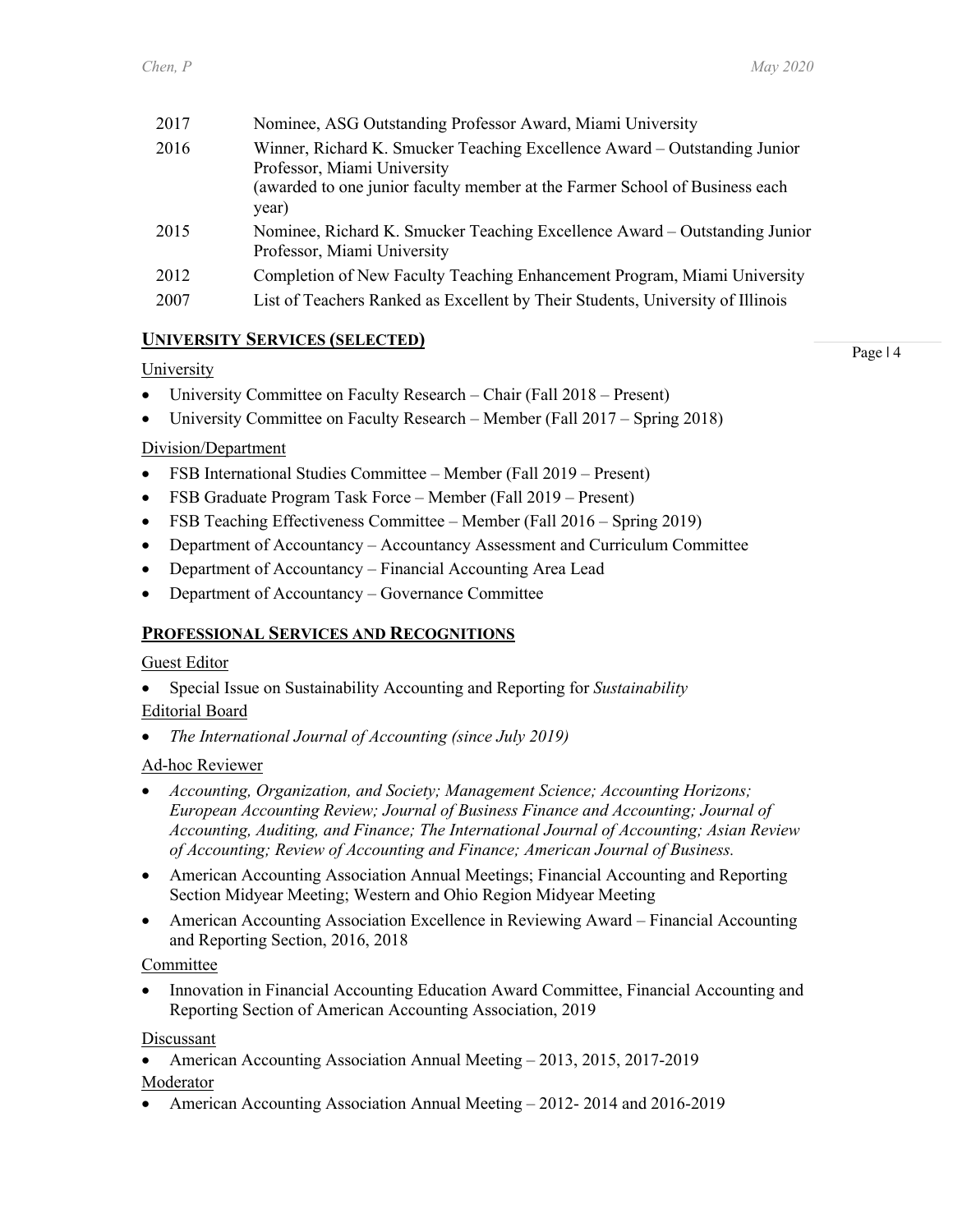| | |
|---|---|
| 2017 | Nominee, ASG Outstanding Professor Award, Miami University |
| 2016 | Winner, Richard K. Smucker Teaching Excellence Award – Outstanding Junior Professor, Miami University (awarded to one junior faculty member at the Farmer School of Business each year) |
| 2015 | Nominee, Richard K. Smucker Teaching Excellence Award – Outstanding Junior Professor, Miami University |
| 2012 | Completion of New Faculty Teaching Enhancement Program, Miami University |
| 2007 | List of Teachers Ranked as Excellent by Their Students, University of Illinois |

## UNIVERSITY SERVICES (SELECTED)

University

- University Committee on Faculty Research – Chair (Fall 2018 – Present)
- University Committee on Faculty Research – Member (Fall 2017 – Spring 2018)

Division/Department

- FSB International Studies Committee – Member (Fall 2019 – Present)
- FSB Graduate Program Task Force – Member (Fall 2019 – Present)
- FSB Teaching Effectiveness Committee – Member (Fall 2016 – Spring 2019)
- Department of Accountancy – Accountancy Assessment and Curriculum Committee
- Department of Accountancy – Financial Accounting Area Lead
- Department of Accountancy – Governance Committee

## PROFESSIONAL SERVICES AND RECOGNITIONS

Guest Editor

- Special Issue on Sustainability Accounting and Reporting for *Sustainability*

Editorial Board

- *The International Journal of Accounting (since July 2019)*

Ad-hoc Reviewer

- *Accounting, Organization, and Society; Management Science; Accounting Horizons; European Accounting Review; Journal of Business Finance and Accounting; Journal of Accounting, Auditing, and Finance; The International Journal of Accounting; Asian Review of Accounting; Review of Accounting and Finance; American Journal of Business.*
- American Accounting Association Annual Meetings; Financial Accounting and Reporting Section Midyear Meeting; Western and Ohio Region Midyear Meeting
- American Accounting Association Excellence in Reviewing Award – Financial Accounting and Reporting Section, 2016, 2018

Committee

- Innovation in Financial Accounting Education Award Committee, Financial Accounting and Reporting Section of American Accounting Association, 2019

Discussant

- American Accounting Association Annual Meeting – 2013, 2015, 2017-2019

Moderator

- American Accounting Association Annual Meeting – 2012- 2014 and 2016-2019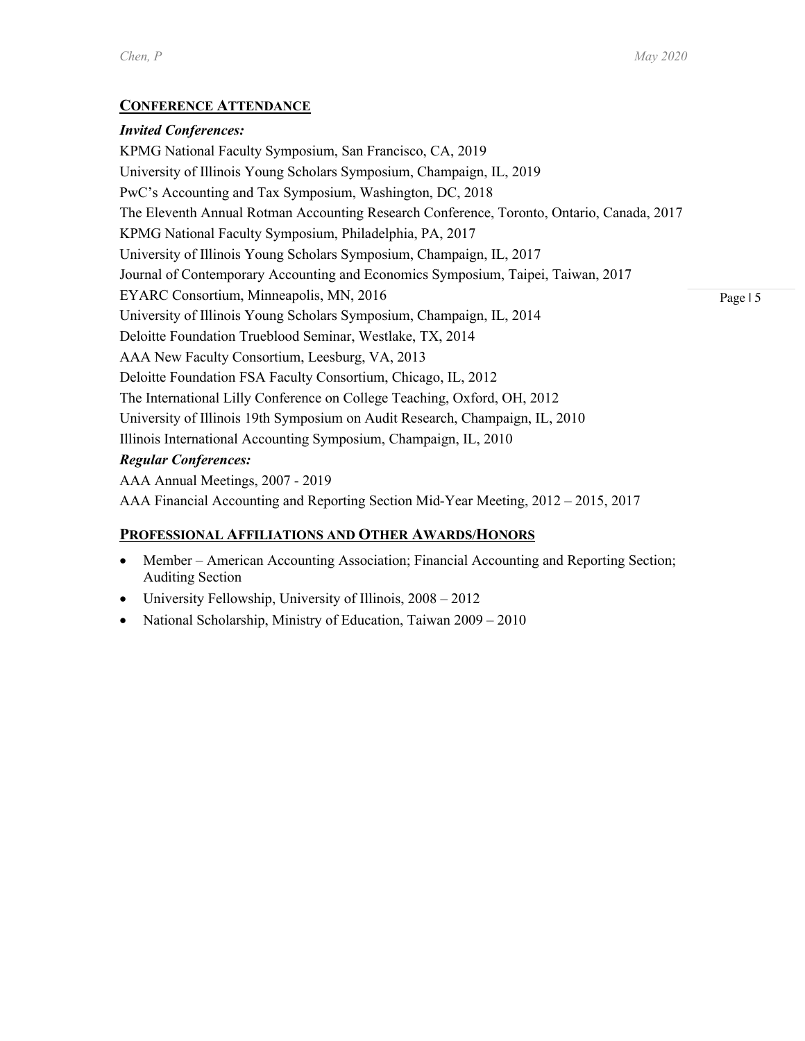## CONFERENCE ATTENDANCE

***Invited Conferences:***

KPMG National Faculty Symposium, San Francisco, CA, 2019
University of Illinois Young Scholars Symposium, Champaign, IL, 2019
PwC's Accounting and Tax Symposium, Washington, DC, 2018
The Eleventh Annual Rotman Accounting Research Conference, Toronto, Ontario, Canada, 2017
KPMG National Faculty Symposium, Philadelphia, PA, 2017
University of Illinois Young Scholars Symposium, Champaign, IL, 2017
Journal of Contemporary Accounting and Economics Symposium, Taipei, Taiwan, 2017
EYARC Consortium, Minneapolis, MN, 2016
University of Illinois Young Scholars Symposium, Champaign, IL, 2014
Deloitte Foundation Trueblood Seminar, Westlake, TX, 2014
AAA New Faculty Consortium, Leesburg, VA, 2013
Deloitte Foundation FSA Faculty Consortium, Chicago, IL, 2012
The International Lilly Conference on College Teaching, Oxford, OH, 2012
University of Illinois 19th Symposium on Audit Research, Champaign, IL, 2010
Illinois International Accounting Symposium, Champaign, IL, 2010

***Regular Conferences:***

AAA Annual Meetings, 2007 - 2019
AAA Financial Accounting and Reporting Section Mid-Year Meeting, 2012 – 2015, 2017

## PROFESSIONAL AFFILIATIONS AND OTHER AWARDS/HONORS

- Member – American Accounting Association; Financial Accounting and Reporting Section; Auditing Section
- University Fellowship, University of Illinois, 2008 – 2012
- National Scholarship, Ministry of Education, Taiwan 2009 – 2010